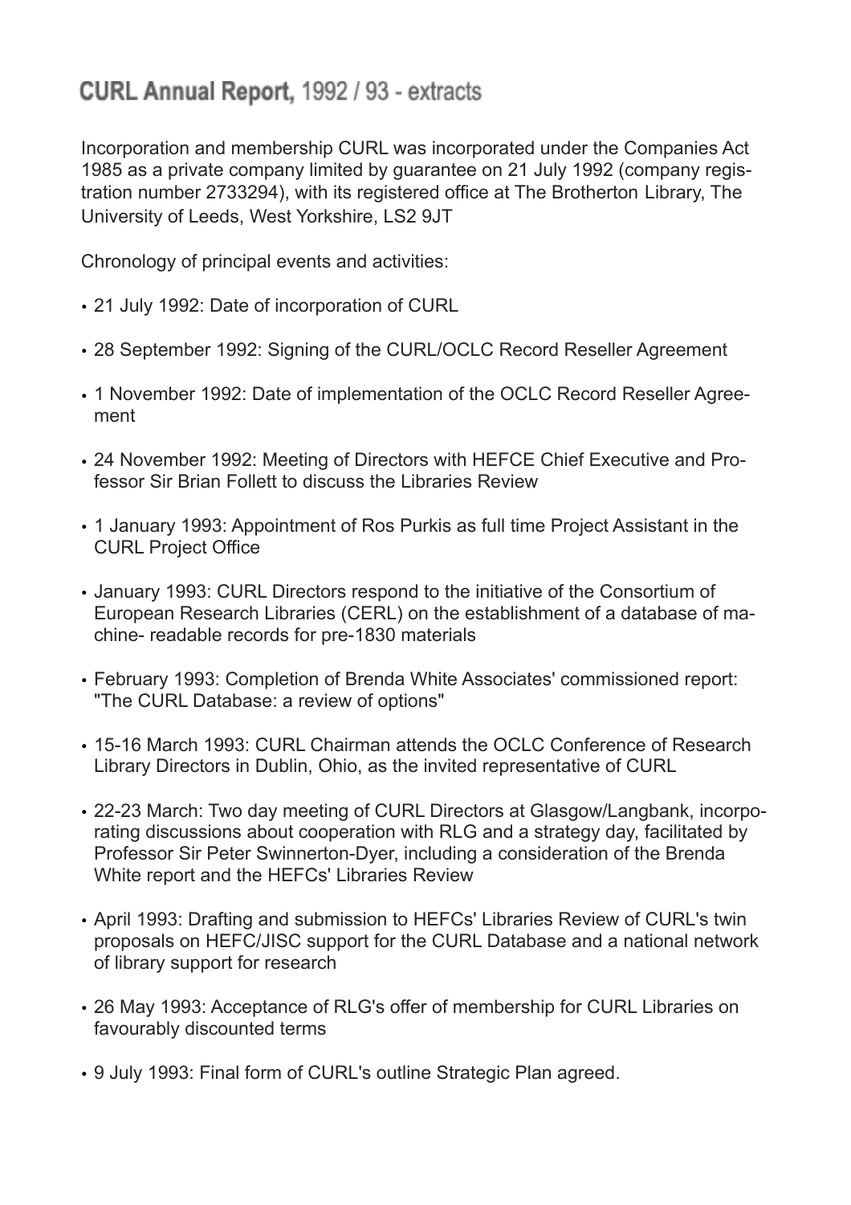## **CURL Annual Report,** 1992 / 93 - extracts

Incorporation and membership CURL was incorporated under the Companies Act 1985 as a private company limited by guarantee on 21 July 1992 (company registration number 2733294), with its registered office at The Brotherton Library, The University of Leeds, West Yorkshire, LS2 9JT

Chronology of principal events and activities:

- 21 July 1992: Date of incorporation of CURL
- 28 September 1992: Signing of the CURL/OCLC Record Reseller Agreement
- 1 November 1992: Date of implementation of the OCLC Record Reseller Agreement
- 24 November 1992: Meeting of Directors with HEFCE Chief Executive and Professor Sir Brian Follett to discuss the Libraries Review
- 1 January 1993: Appointment of Ros Purkis as full time Project Assistant in the CURL Project Office
- January 1993: CURL Directors respond to the initiative of the Consortium of European Research Libraries (CERL) on the establishment of a database of machine- readable records for pre-1830 materials
- February 1993: Completion of Brenda White Associates' commissioned report: "The CURL Database: a review of options"
- 15-16 March 1993: CURL Chairman attends the OCLC Conference of Research Library Directors in Dublin, Ohio, as the invited representative of CURL
- 22-23 March: Two day meeting of CURL Directors at Glasgow/Langbank, incorporating discussions about cooperation with RLG and a strategy day, facilitated by Professor Sir Peter Swinnerton-Dyer, including a consideration of the Brenda White report and the HEFCs' Libraries Review
- April 1993: Drafting and submission to HEFCs' Libraries Review of CURL's twin proposals on HEFC/JISC support for the CURL Database and a national network of library support for research
- 26 May 1993: Acceptance of RLG's offer of membership for CURL Libraries on favourably discounted terms
- 9 July 1993: Final form of CURL's outline Strategic Plan agreed.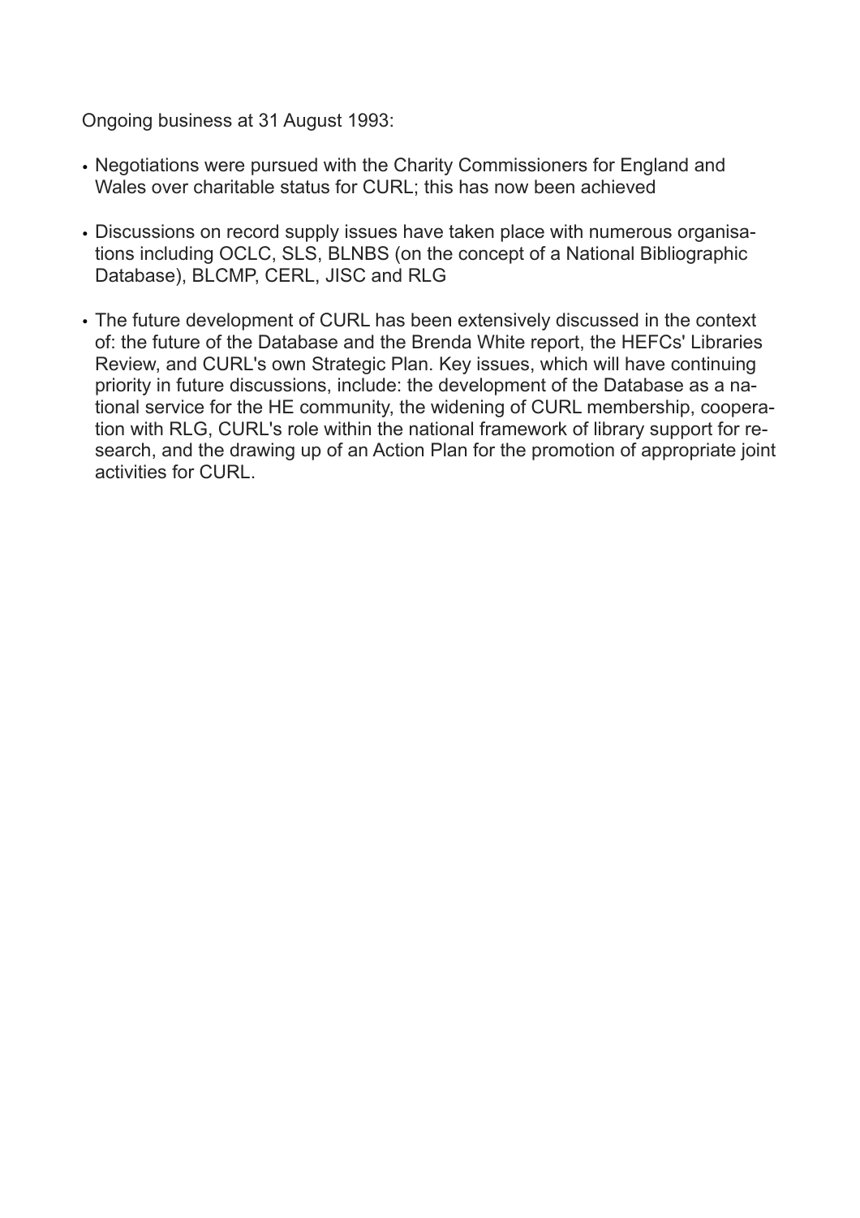Ongoing business at 31 August 1993:

- Negotiations were pursued with the Charity Commissioners for England and Wales over charitable status for CURL; this has now been achieved
- Discussions on record supply issues have taken place with numerous organisations including OCLC, SLS, BLNBS (on the concept of a National Bibliographic Database), BLCMP, CERL, JISC and RLG
- The future development of CURL has been extensively discussed in the context of: the future of the Database and the Brenda White report, the HEFCs' Libraries Review, and CURL's own Strategic Plan. Key issues, which will have continuing priority in future discussions, include: the development of the Database as a national service for the HE community, the widening of CURL membership, cooperation with RLG, CURL's role within the national framework of library support for research, and the drawing up of an Action Plan for the promotion of appropriate joint activities for CURL.